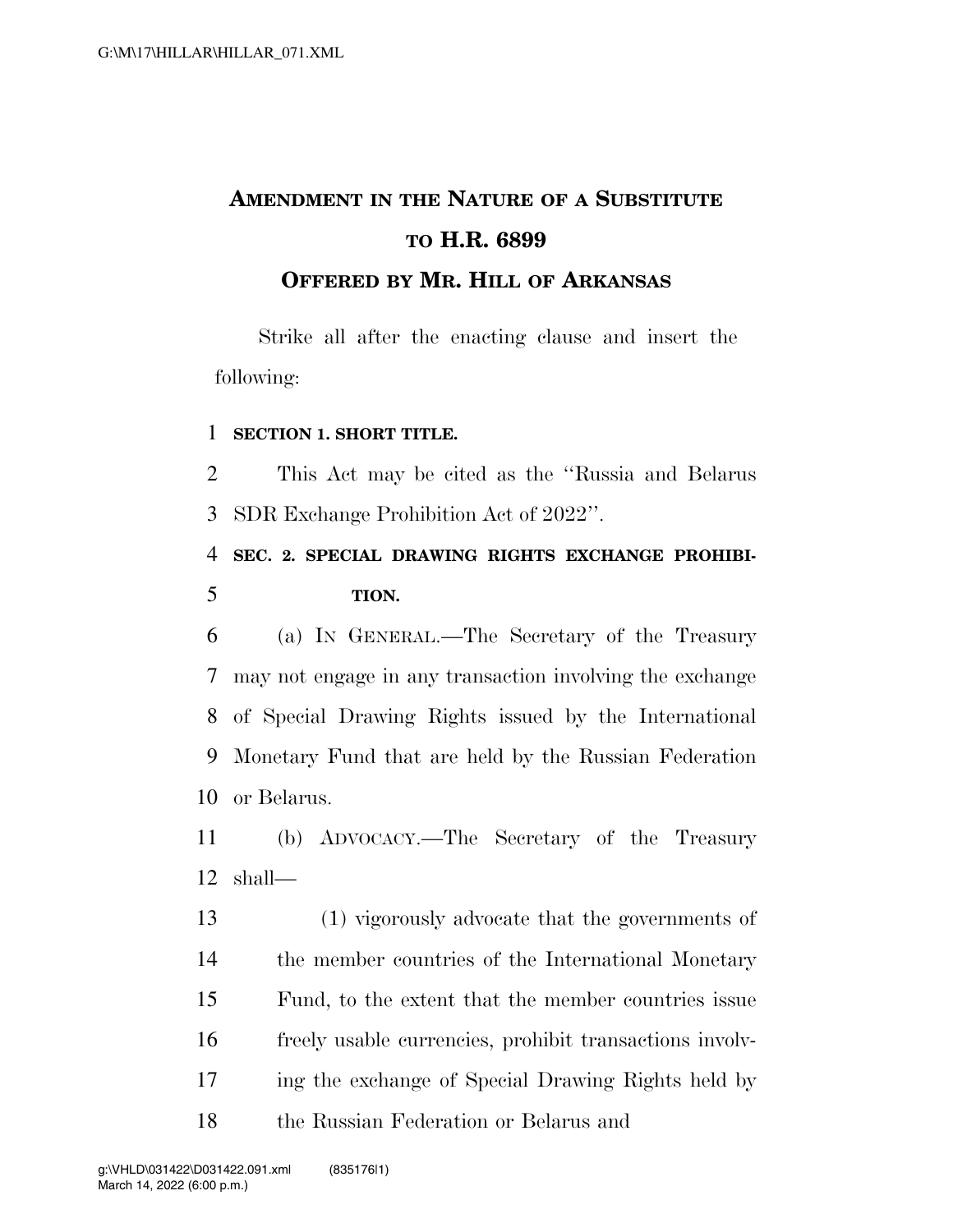# AMENDMENT IN THE NATURE OF A SUBSTITUTE TO H.R. 6899

## OFFERED BY MR. HILL OF ARKANSAS

Strike all after the enacting clause and insert the following:

**SECTION 1. SHORT TITLE.**

This Act may be cited as the "Russia and Belarus SDR Exchange Prohibition Act of 2022".

**SEC. 2. SPECIAL DRAWING RIGHTS EXCHANGE PROHIBITION.**

(a) IN GENERAL.—The Secretary of the Treasury may not engage in any transaction involving the exchange of Special Drawing Rights issued by the International Monetary Fund that are held by the Russian Federation or Belarus.

(b) ADVOCACY.—The Secretary of the Treasury shall—

(1) vigorously advocate that the governments of the member countries of the International Monetary Fund, to the extent that the member countries issue freely usable currencies, prohibit transactions involving the exchange of Special Drawing Rights held by the Russian Federation or Belarus and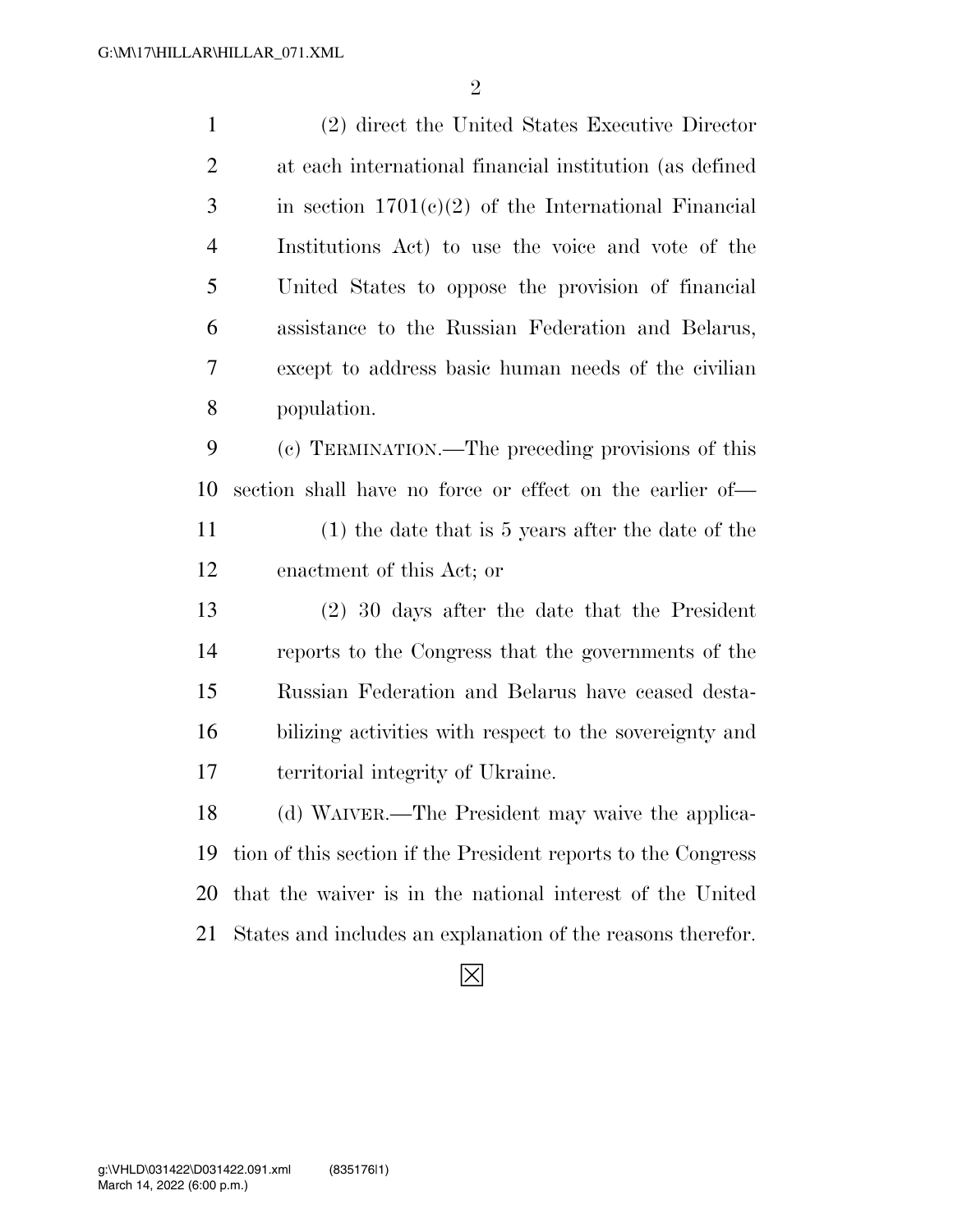(2) direct the United States Executive Director at each international financial institution (as defined in section 1701(c)(2) of the International Financial Institutions Act) to use the voice and vote of the United States to oppose the provision of financial assistance to the Russian Federation and Belarus, except to address basic human needs of the civilian population.

(c) TERMINATION.—The preceding provisions of this section shall have no force or effect on the earlier of—

(1) the date that is 5 years after the date of the enactment of this Act; or

(2) 30 days after the date that the President reports to the Congress that the governments of the Russian Federation and Belarus have ceased destabilizing activities with respect to the sovereignty and territorial integrity of Ukraine.

(d) WAIVER.—The President may waive the application of this section if the President reports to the Congress that the waiver is in the national interest of the United States and includes an explanation of the reasons therefor.